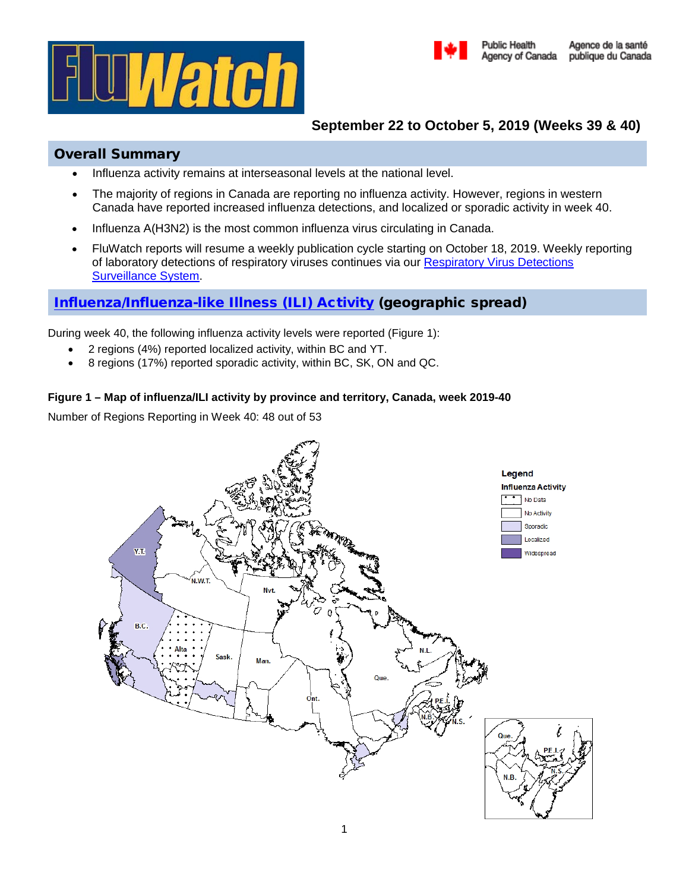# FluWatch

Public Health Agency of Canada / Agence de la santé publique du Canada

**September 22 to October 5, 2019 (Weeks 39 & 40)**

## Overall Summary

- Influenza activity remains at interseasonal levels at the national level.
- The majority of regions in Canada are reporting no influenza activity. However, regions in western Canada have reported increased influenza detections, and localized or sporadic activity in week 40.
- Influenza A(H3N2) is the most common influenza virus circulating in Canada.
- FluWatch reports will resume a weekly publication cycle starting on October 18, 2019. Weekly reporting of laboratory detections of respiratory viruses continues via our Respiratory Virus Detections Surveillance System.

## Influenza/Influenza-like Illness (ILI) Activity (geographic spread)

During week 40, the following influenza activity levels were reported (Figure 1):

- 2 regions (4%) reported localized activity, within BC and YT.
- 8 regions (17%) reported sporadic activity, within BC, SK, ON and QC.

**Figure 1 – Map of influenza/ILI activity by province and territory, Canada, week 2019-40**

Number of Regions Reporting in Week 40: 48 out of 53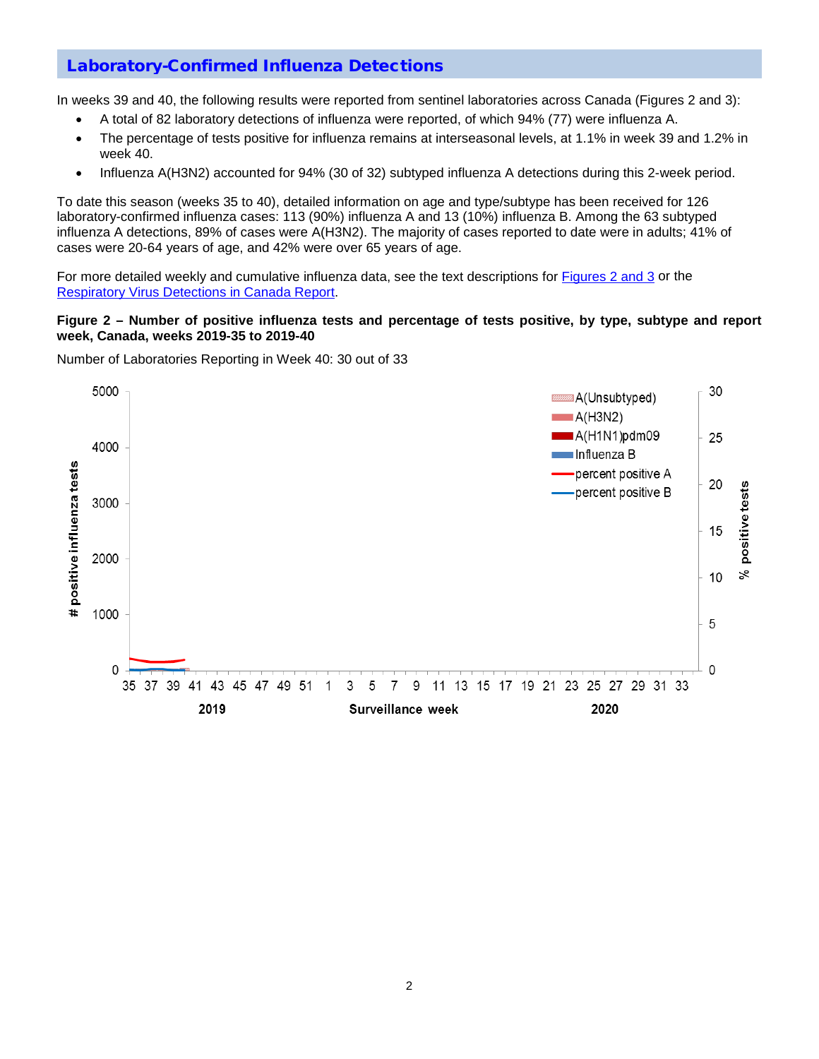## Laboratory-Confirmed Influenza Detections

In weeks 39 and 40, the following results were reported from sentinel laboratories across Canada (Figures 2 and 3):

- A total of 82 laboratory detections of influenza were reported, of which 94% (77) were influenza A.
- The percentage of tests positive for influenza remains at interseasonal levels, at 1.1% in week 39 and 1.2% in week 40.
- Influenza A(H3N2) accounted for 94% (30 of 32) subtyped influenza A detections during this 2-week period.

To date this season (weeks 35 to 40), detailed information on age and type/subtype has been received for 126 laboratory-confirmed influenza cases: 113 (90%) influenza A and 13 (10%) influenza B. Among the 63 subtyped influenza A detections, 89% of cases were A(H3N2). The majority of cases reported to date were in adults; 41% of cases were 20-64 years of age, and 42% were over 65 years of age.

For more detailed weekly and cumulative influenza data, see the text descriptions for [Figures 2 and 3](#) or the [Respiratory Virus Detections in Canada Report](#).

**Figure 2 – Number of positive influenza tests and percentage of tests positive, by type, subtype and report week, Canada, weeks 2019-35 to 2019-40**

Number of Laboratories Reporting in Week 40: 30 out of 33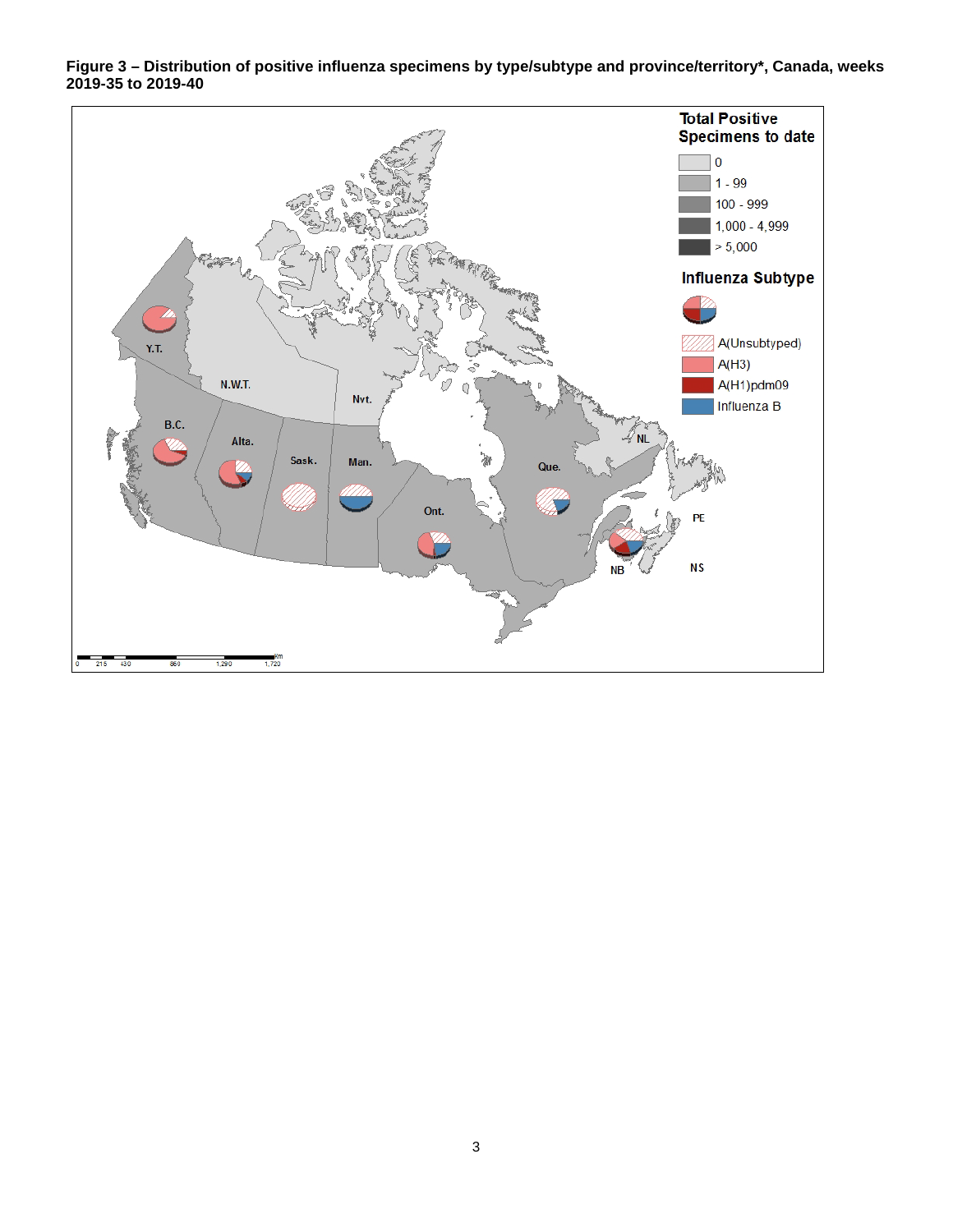**Figure 3 – Distribution of positive influenza specimens by type/subtype and province/territory*, Canada, weeks 2019-35 to 2019-40**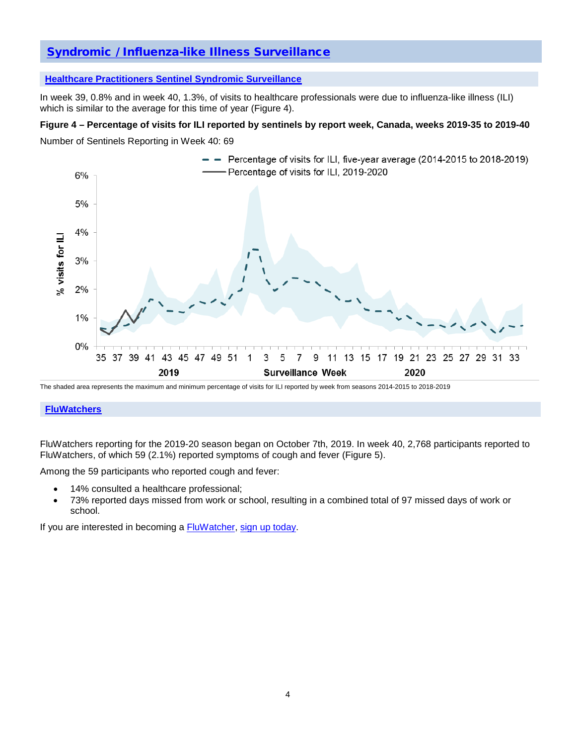# Syndromic / Influenza-like Illness Surveillance

## Healthcare Practitioners Sentinel Syndromic Surveillance

In week 39, 0.8% and in week 40, 1.3%, of visits to healthcare professionals were due to influenza-like illness (ILI) which is similar to the average for this time of year (Figure 4).

**Figure 4 – Percentage of visits for ILI reported by sentinels by report week, Canada, weeks 2019-35 to 2019-40**

Number of Sentinels Reporting in Week 40: 69

The shaded area represents the maximum and minimum percentage of visits for ILI reported by week from seasons 2014-2015 to 2018-2019

## FluWatchers

FluWatchers reporting for the 2019-20 season began on October 7th, 2019. In week 40, 2,768 participants reported to FluWatchers, of which 59 (2.1%) reported symptoms of cough and fever (Figure 5).

Among the 59 participants who reported cough and fever:

- 14% consulted a healthcare professional;
- 73% reported days missed from work or school, resulting in a combined total of 97 missed days of work or school.

If you are interested in becoming a FluWatcher, sign up today.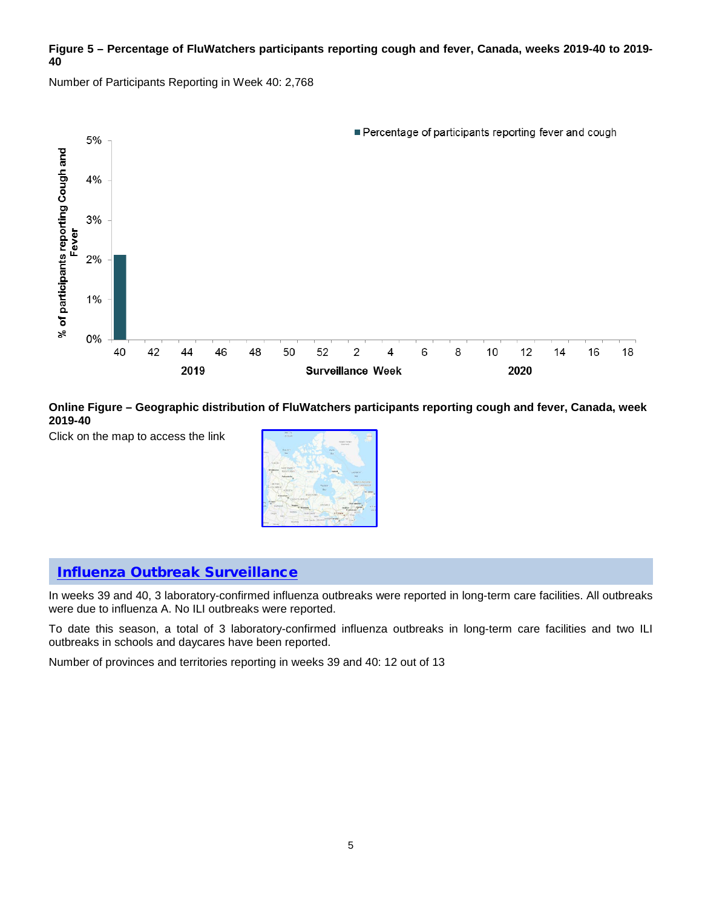**Figure 5 – Percentage of FluWatchers participants reporting cough and fever, Canada, weeks 2019-40 to 2019-40**

Number of Participants Reporting in Week 40: 2,768

**Online Figure – Geographic distribution of FluWatchers participants reporting cough and fever, Canada, week 2019-40**

Click on the map to access the link

## Influenza Outbreak Surveillance

In weeks 39 and 40, 3 laboratory-confirmed influenza outbreaks were reported in long-term care facilities. All outbreaks were due to influenza A. No ILI outbreaks were reported.

To date this season, a total of 3 laboratory-confirmed influenza outbreaks in long-term care facilities and two ILI outbreaks in schools and daycares have been reported.

Number of provinces and territories reporting in weeks 39 and 40: 12 out of 13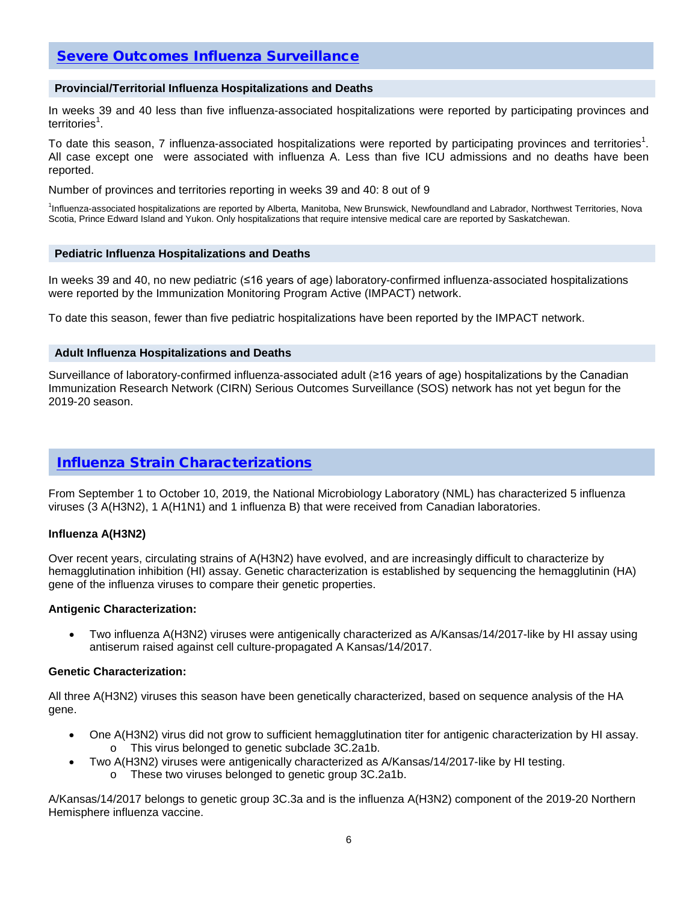## Severe Outcomes Influenza Surveillance

### Provincial/Territorial Influenza Hospitalizations and Deaths

In weeks 39 and 40 less than five influenza-associated hospitalizations were reported by participating provinces and territories[1].

To date this season, 7 influenza-associated hospitalizations were reported by participating provinces and territories[1]. All case except one were associated with influenza A. Less than five ICU admissions and no deaths have been reported.

Number of provinces and territories reporting in weeks 39 and 40: 8 out of 9

[1]Influenza-associated hospitalizations are reported by Alberta, Manitoba, New Brunswick, Newfoundland and Labrador, Northwest Territories, Nova Scotia, Prince Edward Island and Yukon. Only hospitalizations that require intensive medical care are reported by Saskatchewan.

### Pediatric Influenza Hospitalizations and Deaths

In weeks 39 and 40, no new pediatric (≤16 years of age) laboratory-confirmed influenza-associated hospitalizations were reported by the Immunization Monitoring Program Active (IMPACT) network.

To date this season, fewer than five pediatric hospitalizations have been reported by the IMPACT network.

### Adult Influenza Hospitalizations and Deaths

Surveillance of laboratory-confirmed influenza-associated adult (≥16 years of age) hospitalizations by the Canadian Immunization Research Network (CIRN) Serious Outcomes Surveillance (SOS) network has not yet begun for the 2019-20 season.

## Influenza Strain Characterizations

From September 1 to October 10, 2019, the National Microbiology Laboratory (NML) has characterized 5 influenza viruses (3 A(H3N2), 1 A(H1N1) and 1 influenza B) that were received from Canadian laboratories.

**Influenza A(H3N2)**

Over recent years, circulating strains of A(H3N2) have evolved, and are increasingly difficult to characterize by hemagglutination inhibition (HI) assay. Genetic characterization is established by sequencing the hemagglutinin (HA) gene of the influenza viruses to compare their genetic properties.

**Antigenic Characterization:**

- Two influenza A(H3N2) viruses were antigenically characterized as A/Kansas/14/2017-like by HI assay using antiserum raised against cell culture-propagated A Kansas/14/2017.

**Genetic Characterization:**

All three A(H3N2) viruses this season have been genetically characterized, based on sequence analysis of the HA gene.

- One A(H3N2) virus did not grow to sufficient hemagglutination titer for antigenic characterization by HI assay.
  - This virus belonged to genetic subclade 3C.2a1b.
- Two A(H3N2) viruses were antigenically characterized as A/Kansas/14/2017-like by HI testing.
  - These two viruses belonged to genetic group 3C.2a1b.

A/Kansas/14/2017 belongs to genetic group 3C.3a and is the influenza A(H3N2) component of the 2019-20 Northern Hemisphere influenza vaccine.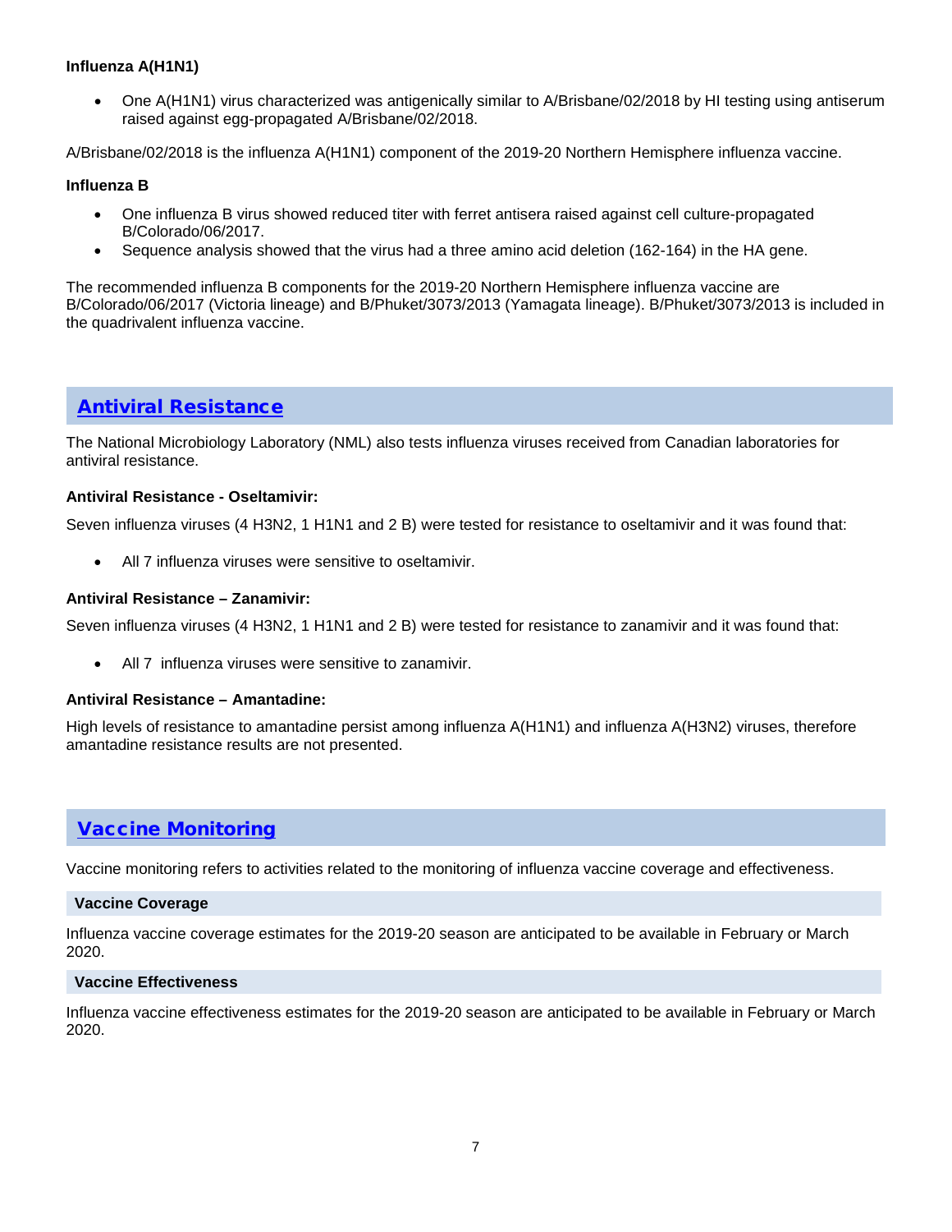**Influenza A(H1N1)**

- One A(H1N1) virus characterized was antigenically similar to A/Brisbane/02/2018 by HI testing using antiserum raised against egg-propagated A/Brisbane/02/2018.

A/Brisbane/02/2018 is the influenza A(H1N1) component of the 2019-20 Northern Hemisphere influenza vaccine.

**Influenza B**

- One influenza B virus showed reduced titer with ferret antisera raised against cell culture-propagated B/Colorado/06/2017.
- Sequence analysis showed that the virus had a three amino acid deletion (162-164) in the HA gene.

The recommended influenza B components for the 2019-20 Northern Hemisphere influenza vaccine are B/Colorado/06/2017 (Victoria lineage) and B/Phuket/3073/2013 (Yamagata lineage). B/Phuket/3073/2013 is included in the quadrivalent influenza vaccine.

## Antiviral Resistance

The National Microbiology Laboratory (NML) also tests influenza viruses received from Canadian laboratories for antiviral resistance.

**Antiviral Resistance - Oseltamivir:**

Seven influenza viruses (4 H3N2, 1 H1N1 and 2 B) were tested for resistance to oseltamivir and it was found that:

- All 7 influenza viruses were sensitive to oseltamivir.

**Antiviral Resistance – Zanamivir:**

Seven influenza viruses (4 H3N2, 1 H1N1 and 2 B) were tested for resistance to zanamivir and it was found that:

- All 7 influenza viruses were sensitive to zanamivir.

**Antiviral Resistance – Amantadine:**

High levels of resistance to amantadine persist among influenza A(H1N1) and influenza A(H3N2) viruses, therefore amantadine resistance results are not presented.

## Vaccine Monitoring

Vaccine monitoring refers to activities related to the monitoring of influenza vaccine coverage and effectiveness.

### Vaccine Coverage

Influenza vaccine coverage estimates for the 2019-20 season are anticipated to be available in February or March 2020.

### Vaccine Effectiveness

Influenza vaccine effectiveness estimates for the 2019-20 season are anticipated to be available in February or March 2020.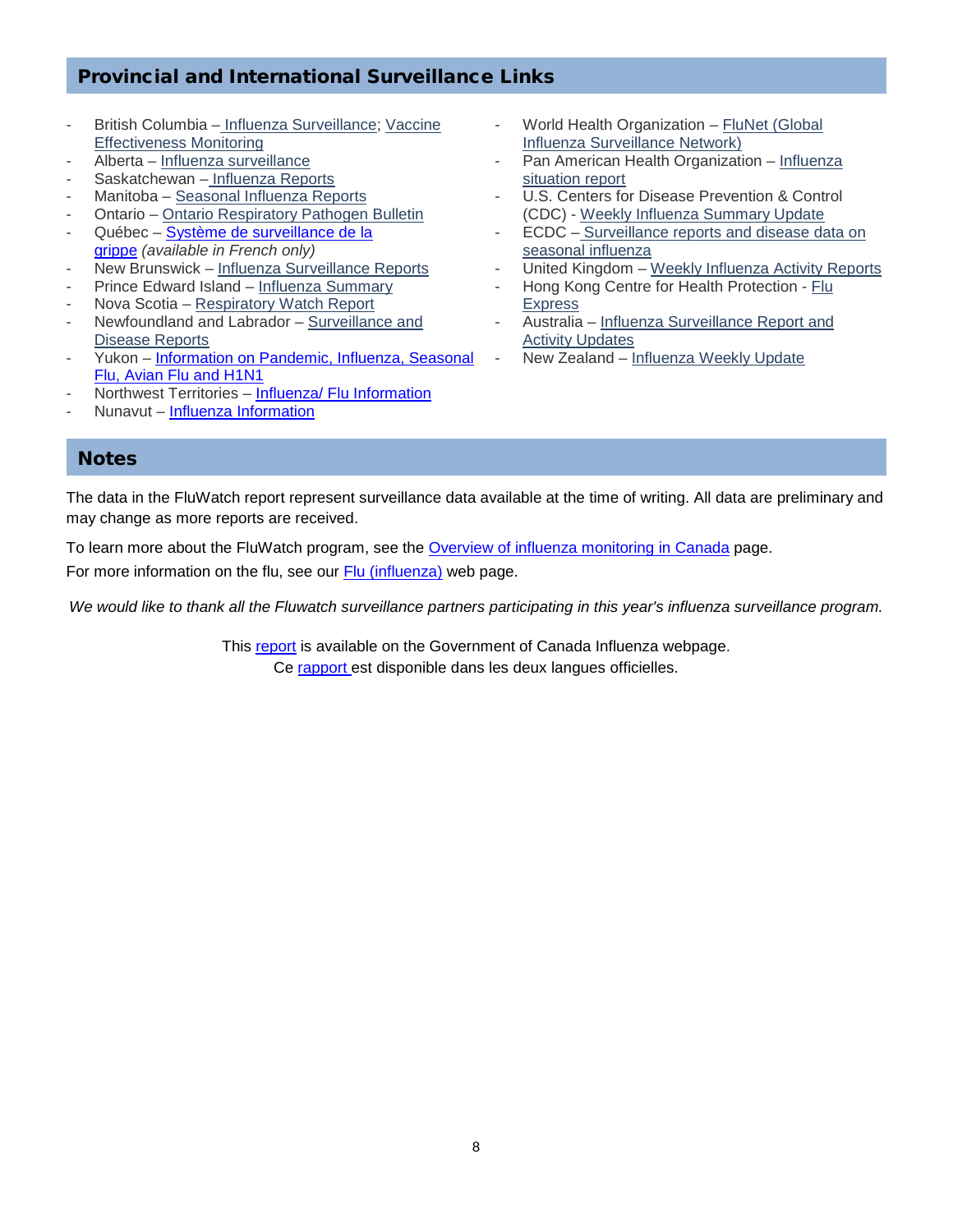## Provincial and International Surveillance Links

- British Columbia – Influenza Surveillance; Vaccine Effectiveness Monitoring
- Alberta – Influenza surveillance
- Saskatchewan – Influenza Reports
- Manitoba – Seasonal Influenza Reports
- Ontario – Ontario Respiratory Pathogen Bulletin
- Québec – Système de surveillance de la grippe *(available in French only)*
- New Brunswick – Influenza Surveillance Reports
- Prince Edward Island – Influenza Summary
- Nova Scotia – Respiratory Watch Report
- Newfoundland and Labrador – Surveillance and Disease Reports
- Yukon – Information on Pandemic, Influenza, Seasonal Flu, Avian Flu and H1N1
- Northwest Territories – Influenza/ Flu Information
- Nunavut – Influenza Information
- World Health Organization – FluNet (Global Influenza Surveillance Network)
- Pan American Health Organization – Influenza situation report
- U.S. Centers for Disease Prevention & Control (CDC) - Weekly Influenza Summary Update
- ECDC – Surveillance reports and disease data on seasonal influenza
- United Kingdom – Weekly Influenza Activity Reports
- Hong Kong Centre for Health Protection - Flu Express
- Australia – Influenza Surveillance Report and Activity Updates
- New Zealand – Influenza Weekly Update

## Notes

The data in the FluWatch report represent surveillance data available at the time of writing. All data are preliminary and may change as more reports are received.

To learn more about the FluWatch program, see the Overview of influenza monitoring in Canada page.
For more information on the flu, see our Flu (influenza) web page.

*We would like to thank all the Fluwatch surveillance partners participating in this year's influenza surveillance program.*

This report is available on the Government of Canada Influenza webpage.
Ce rapport est disponible dans les deux langues officielles.